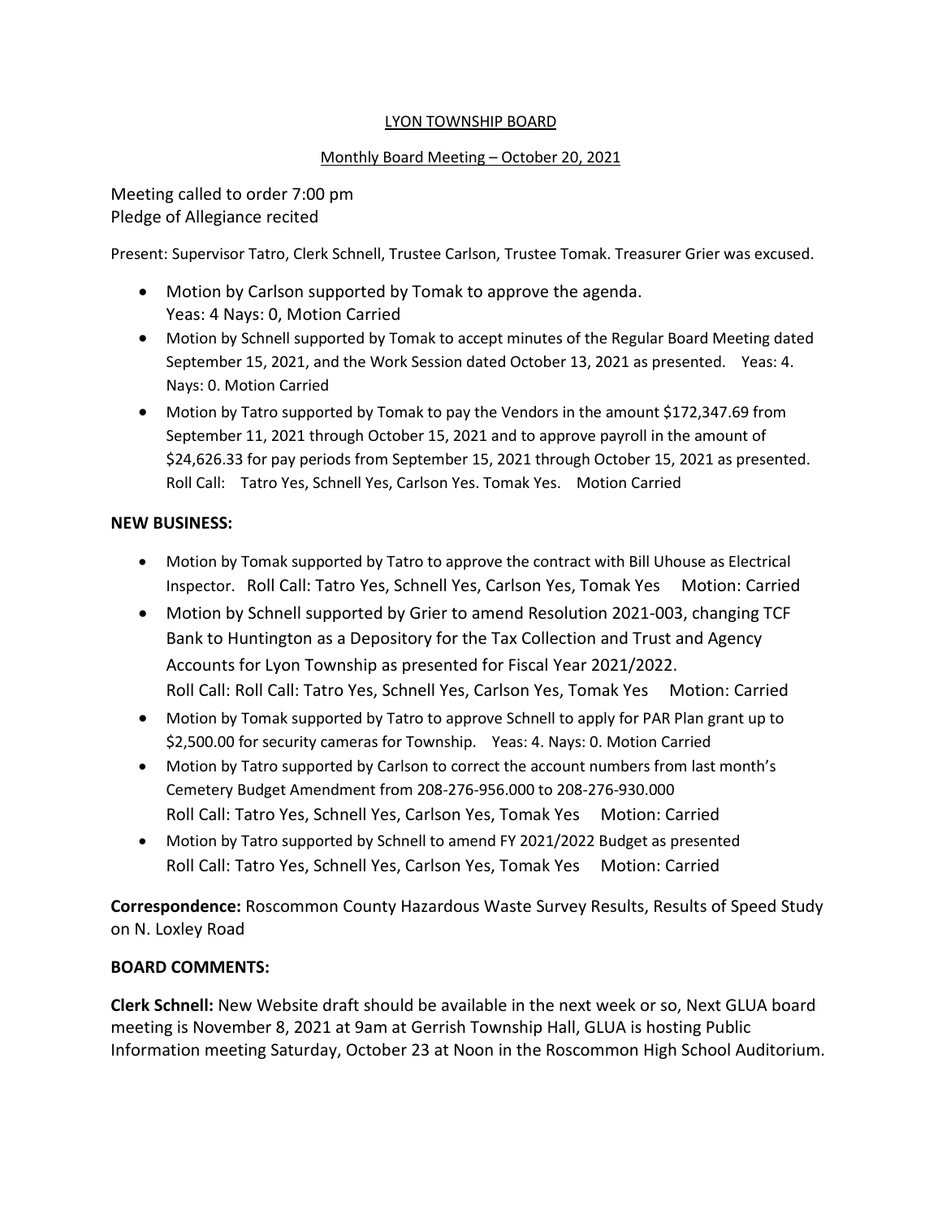# LYON TOWNSHIP BOARD

## Monthly Board Meeting – October 20, 2021

Meeting called to order 7:00 pm
Pledge of Allegiance recited

Present: Supervisor Tatro, Clerk Schnell, Trustee Carlson, Trustee Tomak. Treasurer Grier was excused.

- Motion by Carlson supported by Tomak to approve the agenda.
  Yeas: 4 Nays: 0, Motion Carried
- Motion by Schnell supported by Tomak to accept minutes of the Regular Board Meeting dated September 15, 2021, and the Work Session dated October 13, 2021 as presented. Yeas: 4. Nays: 0. Motion Carried
- Motion by Tatro supported by Tomak to pay the Vendors in the amount $172,347.69 from September 11, 2021 through October 15, 2021 and to approve payroll in the amount of $24,626.33 for pay periods from September 15, 2021 through October 15, 2021 as presented.
  Roll Call: Tatro Yes, Schnell Yes, Carlson Yes. Tomak Yes. Motion Carried

**NEW BUSINESS:**

- Motion by Tomak supported by Tatro to approve the contract with Bill Uhouse as Electrical Inspector. Roll Call: Tatro Yes, Schnell Yes, Carlson Yes, Tomak Yes Motion: Carried
- Motion by Schnell supported by Grier to amend Resolution 2021-003, changing TCF Bank to Huntington as a Depository for the Tax Collection and Trust and Agency Accounts for Lyon Township as presented for Fiscal Year 2021/2022.
  Roll Call: Roll Call: Tatro Yes, Schnell Yes, Carlson Yes, Tomak Yes Motion: Carried
- Motion by Tomak supported by Tatro to approve Schnell to apply for PAR Plan grant up to $2,500.00 for security cameras for Township. Yeas: 4. Nays: 0. Motion Carried
- Motion by Tatro supported by Carlson to correct the account numbers from last month's Cemetery Budget Amendment from 208-276-956.000 to 208-276-930.000
  Roll Call: Tatro Yes, Schnell Yes, Carlson Yes, Tomak Yes Motion: Carried
- Motion by Tatro supported by Schnell to amend FY 2021/2022 Budget as presented
  Roll Call: Tatro Yes, Schnell Yes, Carlson Yes, Tomak Yes Motion: Carried

**Correspondence:** Roscommon County Hazardous Waste Survey Results, Results of Speed Study on N. Loxley Road

**BOARD COMMENTS:**

**Clerk Schnell:** New Website draft should be available in the next week or so, Next GLUA board meeting is November 8, 2021 at 9am at Gerrish Township Hall, GLUA is hosting Public Information meeting Saturday, October 23 at Noon in the Roscommon High School Auditorium.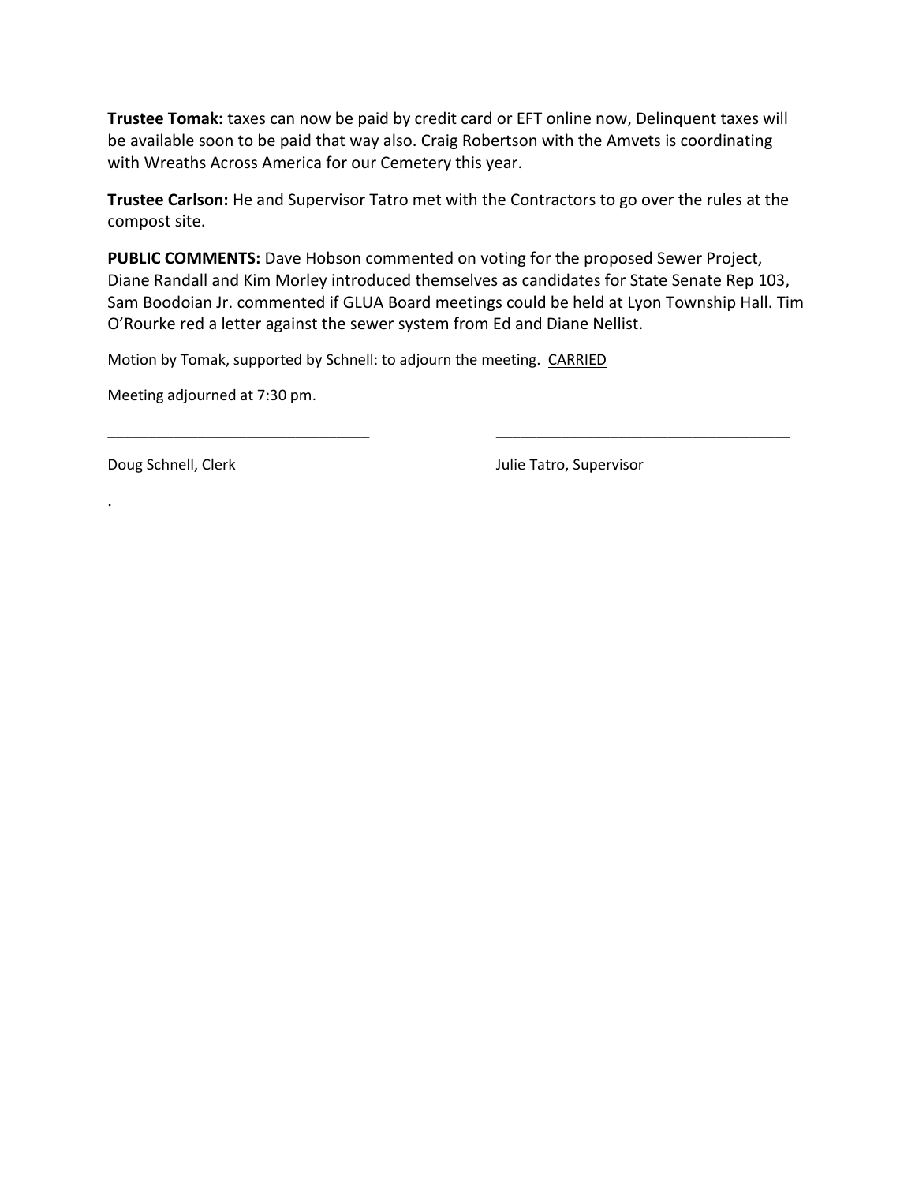**Trustee Tomak:** taxes can now be paid by credit card or EFT online now, Delinquent taxes will be available soon to be paid that way also. Craig Robertson with the Amvets is coordinating with Wreaths Across America for our Cemetery this year.

**Trustee Carlson:** He and Supervisor Tatro met with the Contractors to go over the rules at the compost site.

**PUBLIC COMMENTS:** Dave Hobson commented on voting for the proposed Sewer Project, Diane Randall and Kim Morley introduced themselves as candidates for State Senate Rep 103, Sam Boodoian Jr. commented if GLUA Board meetings could be held at Lyon Township Hall. Tim O'Rourke red a letter against the sewer system from Ed and Diane Nellist.

Motion by Tomak, supported by Schnell: to adjourn the meeting. <u>CARRIED</u>

Meeting adjourned at 7:30 pm.

_______________________________ ____________________________________

Doug Schnell, Clerk Julie Tatro, Supervisor

.